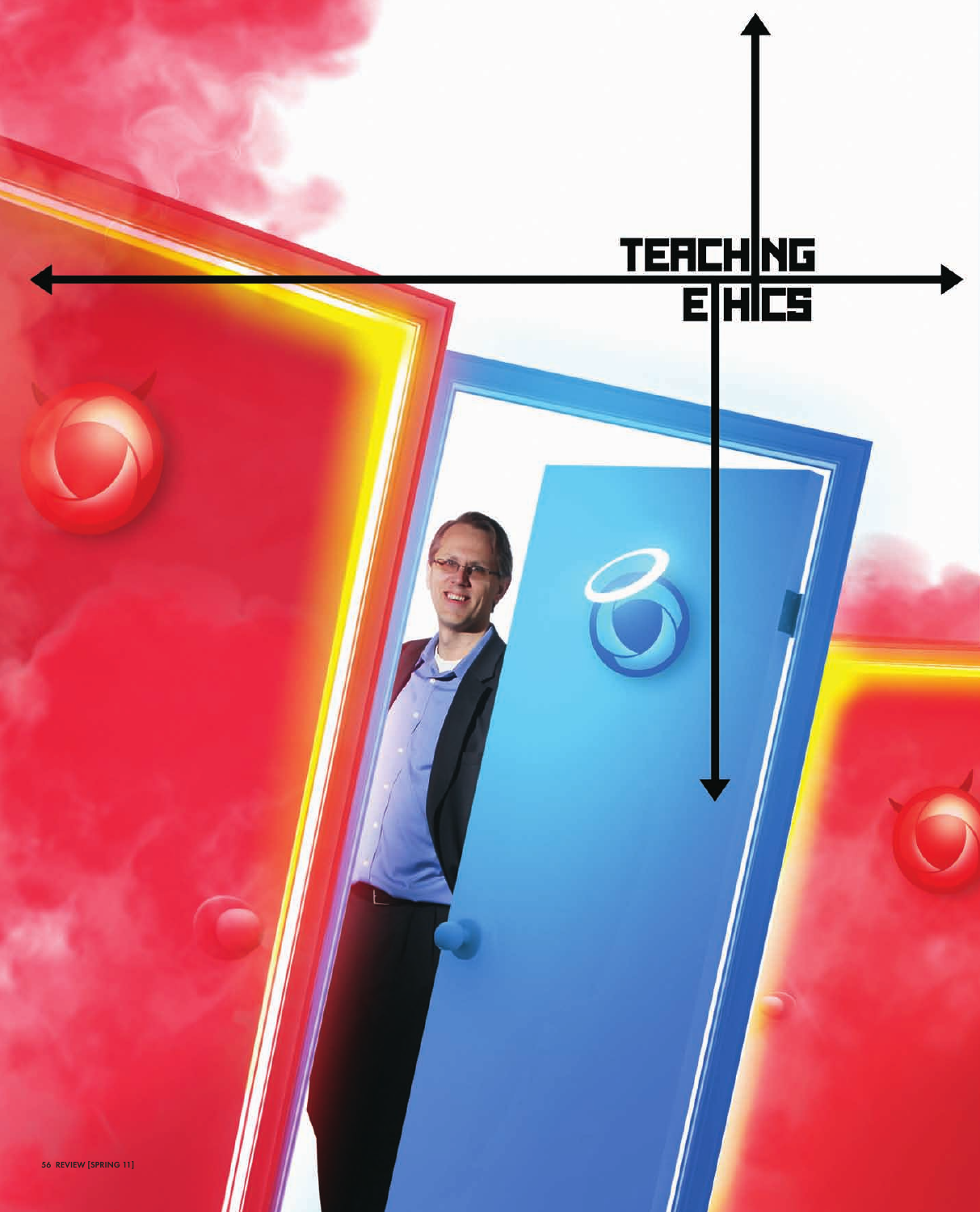# TEACHING ETHICS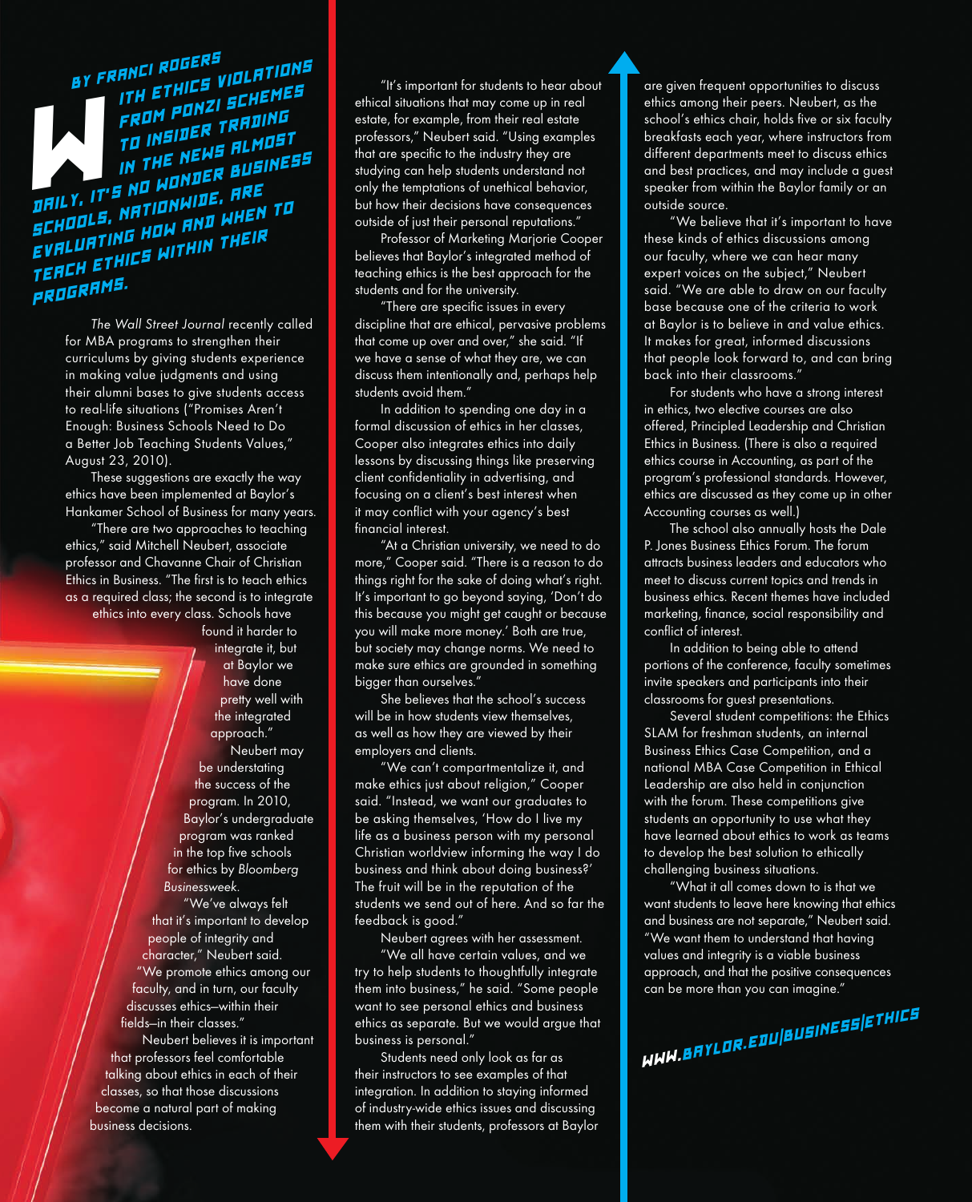BY FRANCI ROGERS

**WITH ETHICS VIOLATIONS FROM PONZI SCHEMES TO INSIDER TRADING IN THE NEWS ALMOST DAILY, IT'S NO WONDER BUSINESS SCHOOLS, NATIONWIDE, ARE EVALUATING HOW AND WHEN TO TEACH ETHICS WITHIN THEIR PROGRAMS.**

*The Wall Street Journal* recently called for MBA programs to strengthen their curriculums by giving students experience in making value judgments and using their alumni bases to give students access to real-life situations ("Promises Aren't Enough: Business Schools Need to Do a Better Job Teaching Students Values," August 23, 2010).

These suggestions are exactly the way ethics have been implemented at Baylor's Hankamer School of Business for many years.

"There are two approaches to teaching ethics," said Mitchell Neubert, associate professor and Chavanne Chair of Christian Ethics in Business. "The first is to teach ethics as a required class; the second is to integrate ethics into every class. Schools have found it harder to integrate it, but at Baylor we have done pretty well with the integrated approach."

Neubert may be understating the success of the program. In 2010, Baylor's undergraduate program was ranked in the top five schools for ethics by *Bloomberg Businessweek*.

"We've always felt that it's important to develop people of integrity and character," Neubert said. "We promote ethics among our faculty, and in turn, our faculty discusses ethics—within their fields—in their classes."

Neubert believes it is important that professors feel comfortable talking about ethics in each of their classes, so that those discussions become a natural part of making business decisions.

"It's important for students to hear about ethical situations that may come up in real estate, for example, from their real estate professors," Neubert said. "Using examples that are specific to the industry they are studying can help students understand not only the temptations of unethical behavior, but how their decisions have consequences outside of just their personal reputations."

Professor of Marketing Marjorie Cooper believes that Baylor's integrated method of teaching ethics is the best approach for the students and for the university.

"There are specific issues in every discipline that are ethical, pervasive problems that come up over and over," she said. "If we have a sense of what they are, we can discuss them intentionally and, perhaps help students avoid them."

In addition to spending one day in a formal discussion of ethics in her classes, Cooper also integrates ethics into daily lessons by discussing things like preserving client confidentiality in advertising, and focusing on a client's best interest when it may conflict with your agency's best financial interest.

"At a Christian university, we need to do more," Cooper said. "There is a reason to do things right for the sake of doing what's right. It's important to go beyond saying, 'Don't do this because you might get caught or because you will make more money.' Both are true, but society may change norms. We need to make sure ethics are grounded in something bigger than ourselves."

She believes that the school's success will be in how students view themselves, as well as how they are viewed by their employers and clients.

"We can't compartmentalize it, and make ethics just about religion," Cooper said. "Instead, we want our graduates to be asking themselves, 'How do I live my life as a business person with my personal Christian worldview informing the way I do business and think about doing business?' The fruit will be in the reputation of the students we send out of here. And so far the feedback is good."

Neubert agrees with her assessment.

"We all have certain values, and we try to help students to thoughtfully integrate them into business," he said. "Some people want to see personal ethics and business ethics as separate. But we would argue that business is personal."

Students need only look as far as their instructors to see examples of that integration. In addition to staying informed of industry-wide ethics issues and discussing them with their students, professors at Baylor are given frequent opportunities to discuss ethics among their peers. Neubert, as the school's ethics chair, holds five or six faculty breakfasts each year, where instructors from different departments meet to discuss ethics and best practices, and may include a guest speaker from within the Baylor family or an outside source.

"We believe that it's important to have these kinds of ethics discussions among our faculty, where we can hear many expert voices on the subject," Neubert said. "We are able to draw on our faculty base because one of the criteria to work at Baylor is to believe in and value ethics. It makes for great, informed discussions that people look forward to, and can bring back into their classrooms."

For students who have a strong interest in ethics, two elective courses are also offered, Principled Leadership and Christian Ethics in Business. (There is also a required ethics course in Accounting, as part of the program's professional standards. However, ethics are discussed as they come up in other Accounting courses as well.)

The school also annually hosts the Dale P. Jones Business Ethics Forum. The forum attracts business leaders and educators who meet to discuss current topics and trends in business ethics. Recent themes have included marketing, finance, social responsibility and conflict of interest.

In addition to being able to attend portions of the conference, faculty sometimes invite speakers and participants into their classrooms for guest presentations.

Several student competitions: the Ethics SLAM for freshman students, an internal Business Ethics Case Competition, and a national MBA Case Competition in Ethical Leadership are also held in conjunction with the forum. These competitions give students an opportunity to use what they have learned about ethics to work as teams to develop the best solution to ethically challenging business situations.

"What it all comes down to is that we want students to leave here knowing that ethics and business are not separate," Neubert said. "We want them to understand that having values and integrity is a viable business approach, and that the positive consequences can be more than you can imagine."

**WWW.BAYLOR.EDU/BUSINESS/ETHICS**